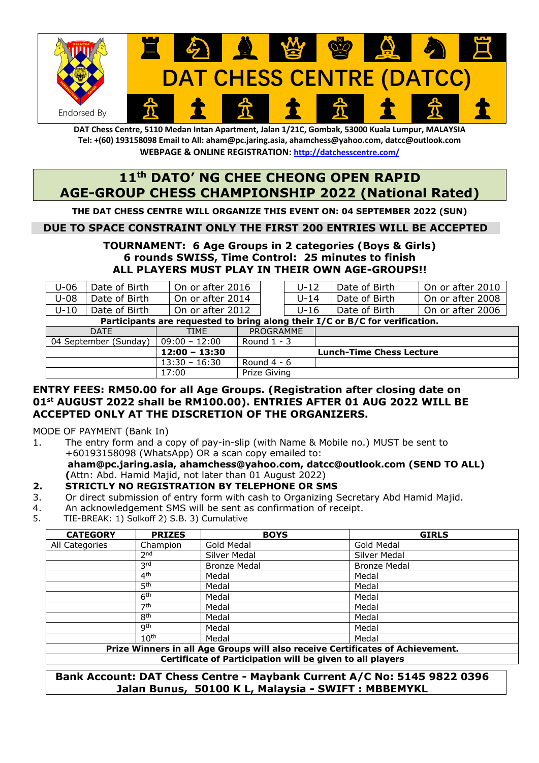Endorsed By

# DAT CHESS CENTRE (DATCC)

**DAT Chess Centre, 5110 Medan Intan Apartment, Jalan 1/21C, Gombak, 53000 Kuala Lumpur, MALAYSIA**
**Tel: +(60) 193158098 Email to All: aham@pc.jaring.asia, ahamchess@yahoo.com, datcc@outlook.com**
**WEBPAGE & ONLINE REGISTRATION: http://datchesscentre.com/**

## 11th DATO' NG CHEE CHEONG OPEN RAPID AGE-GROUP CHESS CHAMPIONSHIP 2022 (National Rated)

**THE DAT CHESS CENTRE WILL ORGANIZE THIS EVENT ON: 04 SEPTEMBER 2022 (SUN)**

**DUE TO SPACE CONSTRAINT ONLY THE FIRST 200 ENTRIES WILL BE ACCEPTED**

**TOURNAMENT: 6 Age Groups in 2 categories (Boys & Girls)**
**6 rounds SWISS, Time Control: 25 minutes to finish**
**ALL PLAYERS MUST PLAY IN THEIR OWN AGE-GROUPS!!**

| | | | | | | |
|---|---|---|---|---|---|---|
| U-06 | Date of Birth | On or after 2016 | | U-12 | Date of Birth | On or after 2010 |
| U-08 | Date of Birth | On or after 2014 | | U-14 | Date of Birth | On or after 2008 |
| U-10 | Date of Birth | On or after 2012 | | U-16 | Date of Birth | On or after 2006 |

**Participants are requested to bring along their I/C or B/C for verification.**

| DATE | TIME | PROGRAMME | |
|---|---|---|---|
| 04 September (Sunday) | 09:00 – 12:00 | Round 1 - 3 | |
| | **12:00 – 13:30** | **Lunch-Time Chess Lecture** | |
| | 13:30 – 16:30 | Round 4 - 6 | |
| | 17:00 | Prize Giving | |

**ENTRY FEES: RM50.00 for all Age Groups. (Registration after closing date on 01st AUGUST 2022 shall be RM100.00). ENTRIES AFTER 01 AUG 2022 WILL BE ACCEPTED ONLY AT THE DISCRETION OF THE ORGANIZERS.**

MODE OF PAYMENT (Bank In)

1. The entry form and a copy of pay-in-slip (with Name & Mobile no.) MUST be sent to +60193158098 (WhatsApp) OR a scan copy emailed to: **aham@pc.jaring.asia, ahamchess@yahoo.com, datcc@outlook.com (SEND TO ALL) (**Attn: Abd. Hamid Majid, not later than 01 August 2022)
2. **STRICTLY NO REGISTRATION BY TELEPHONE OR SMS**
3. Or direct submission of entry form with cash to Organizing Secretary Abd Hamid Majid.
4. An acknowledgement SMS will be sent as confirmation of receipt.
5. TIE-BREAK: 1) Solkoff 2) S.B. 3) Cumulative

| CATEGORY | PRIZES | BOYS | GIRLS |
|---|---|---|---|
| All Categories | Champion | Gold Medal | Gold Medal |
| | 2nd | Silver Medal | Silver Medal |
| | 3rd | Bronze Medal | Bronze Medal |
| | 4th | Medal | Medal |
| | 5th | Medal | Medal |
| | 6th | Medal | Medal |
| | 7th | Medal | Medal |
| | 8th | Medal | Medal |
| | 9th | Medal | Medal |
| | 10th | Medal | Medal |
| **Prize Winners in all Age Groups will also receive Certificates of Achievement.** | | | |
| **Certificate of Participation will be given to all players** | | | |

**Bank Account: DAT Chess Centre - Maybank Current A/C No: 5145 9822 0396**
**Jalan Bunus, 50100 K L, Malaysia - SWIFT : MBBEMYKL**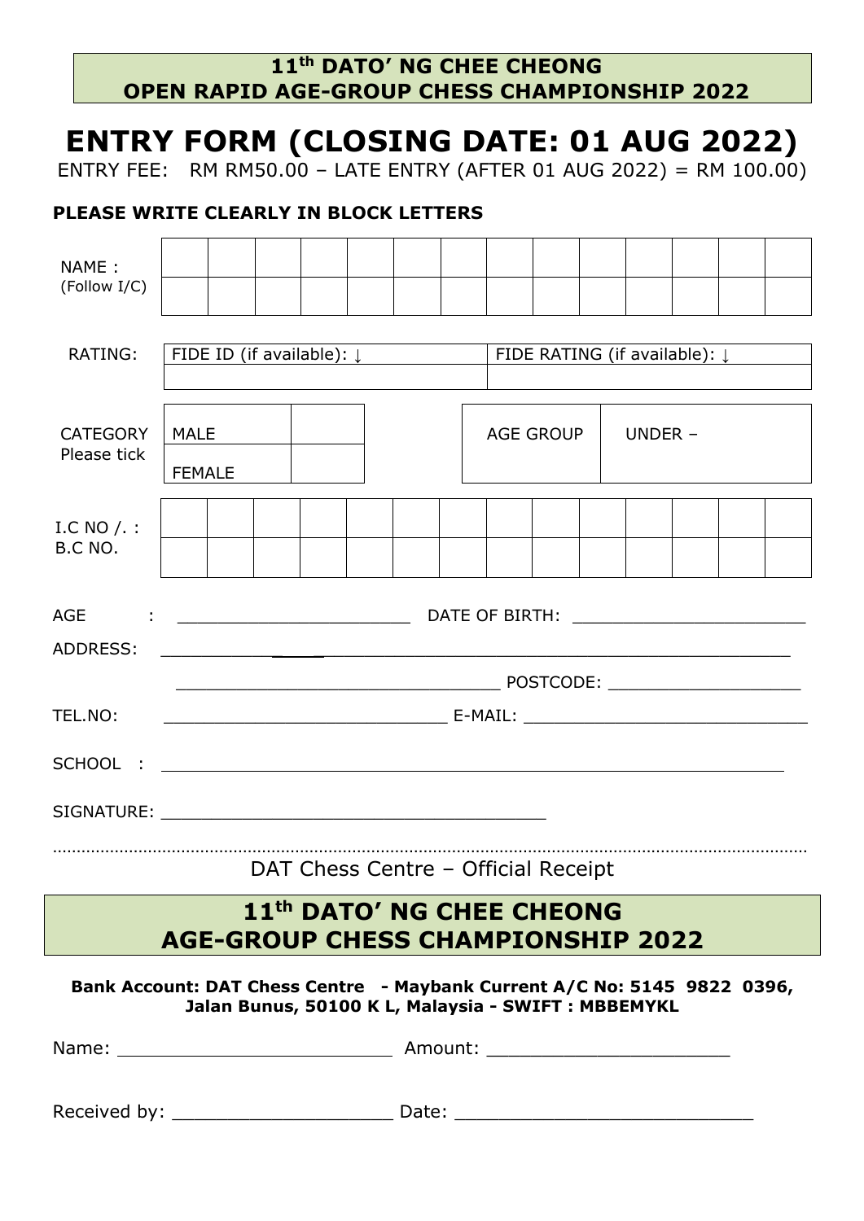## 11th DATO' NG CHEE CHEONG
## OPEN RAPID AGE-GROUP CHESS CHAMPIONSHIP 2022

# ENTRY FORM (CLOSING DATE: 01 AUG 2022)

ENTRY FEE: RM RM50.00 – LATE ENTRY (AFTER 01 AUG 2022) = RM 100.00)

**PLEASE WRITE CLEARLY IN BLOCK LETTERS**

NAME : (Follow I/C)

| | | | | | | | | | | | | | |
|---|---|---|---|---|---|---|---|---|---|---|---|---|---|
| | | | | | | | | | | | | | |
| | | | | | | | | | | | | | |

RATING:

| FIDE ID (if available): ↓ | FIDE RATING (if available): ↓ |
|---|---|
| | |

CATEGORY Please tick

| | |
|---|---|
| MALE | |
| FEMALE | |

| AGE GROUP | UNDER – |
|---|---|

I.C NO /. : B.C NO.

| | | | | | | | | | | | | | |
|---|---|---|---|---|---|---|---|---|---|---|---|---|---|
| | | | | | | | | | | | | | |
| | | | | | | | | | | | | | |

AGE : ________________________ DATE OF BIRTH: ________________________

ADDRESS: ____________________________________________________________

____________________________________ POSTCODE: ____________________

TEL.NO: ____________________________ E-MAIL: ____________________________

SCHOOL : ____________________________________________________________

SIGNATURE: ______________________________________

DAT Chess Centre – Official Receipt

## 11th DATO' NG CHEE CHEONG
## AGE-GROUP CHESS CHAMPIONSHIP 2022

**Bank Account: DAT Chess Centre - Maybank Current A/C No: 5145 9822 0396, Jalan Bunus, 50100 K L, Malaysia - SWIFT : MBBEMYKL**

Name: ____________________________ Amount: ________________________

Received by: ______________________ Date: ______________________________